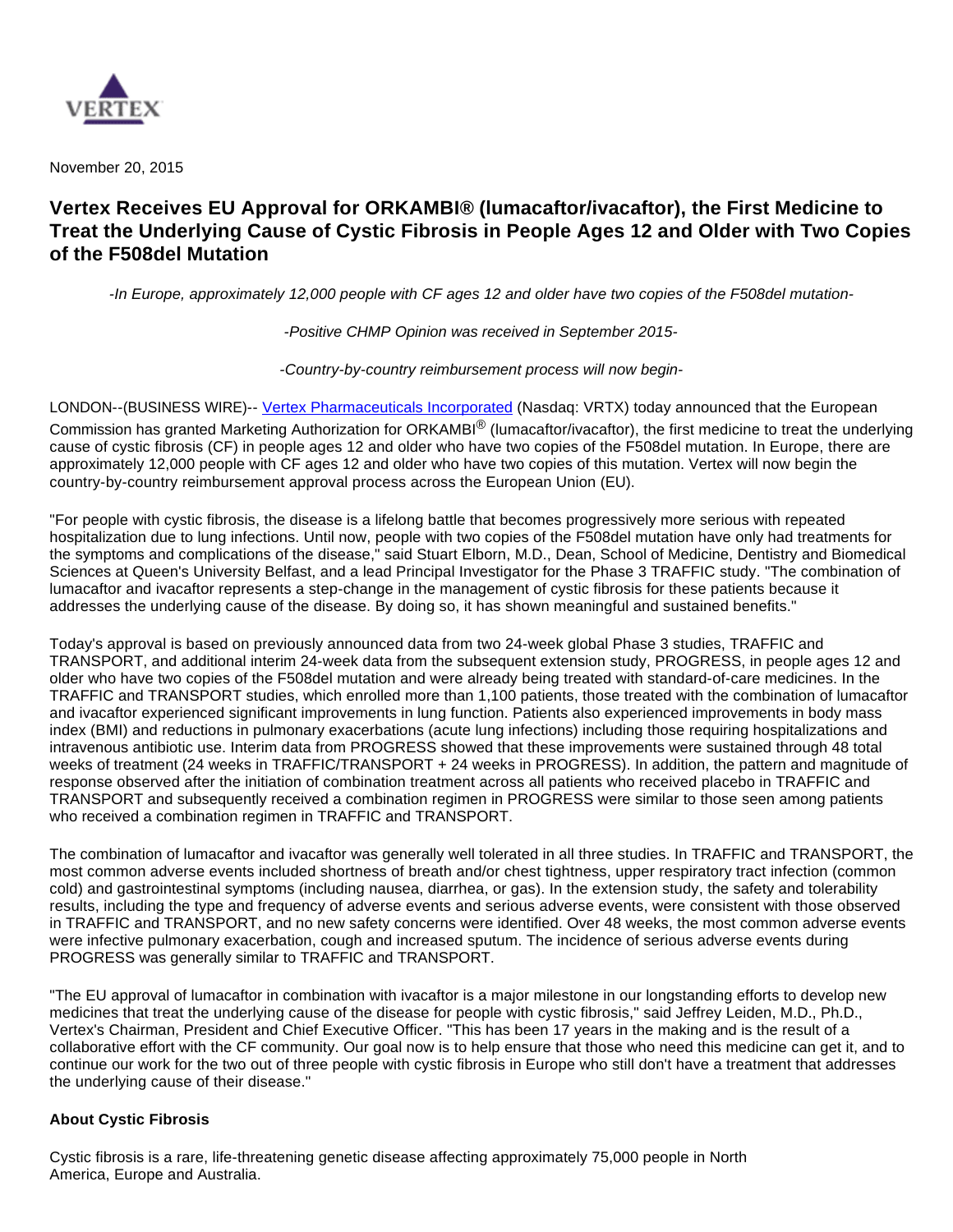November 20, 2015

# Vertex Receives EU Approval for ORKAMBI® (lumacaftor/ivacaftor), the First Medicine to Treat the Underlying Cause of Cystic Fibrosis in People Ages 12 and Older with Two Copies of the F508del Mutation

*-In Europe, approximately 12,000 people with CF ages 12 and older have two copies of the F508del mutation-*

*-Positive CHMP Opinion was received in September 2015-*

*-Country-by-country reimbursement process will now begin-*

LONDON--(BUSINESS WIRE)-- Vertex Pharmaceuticals Incorporated (Nasdaq: VRTX) today announced that the European Commission has granted Marketing Authorization for ORKAMBI® (lumacaftor/ivacaftor), the first medicine to treat the underlying cause of cystic fibrosis (CF) in people ages 12 and older who have two copies of the F508del mutation. In Europe, there are approximately 12,000 people with CF ages 12 and older who have two copies of this mutation. Vertex will now begin the country-by-country reimbursement approval process across the European Union (EU).

"For people with cystic fibrosis, the disease is a lifelong battle that becomes progressively more serious with repeated hospitalization due to lung infections. Until now, people with two copies of the F508del mutation have only had treatments for the symptoms and complications of the disease," said Stuart Elborn, M.D., Dean, School of Medicine, Dentistry and Biomedical Sciences at Queen's University Belfast, and a lead Principal Investigator for the Phase 3 TRAFFIC study. "The combination of lumacaftor and ivacaftor represents a step-change in the management of cystic fibrosis for these patients because it addresses the underlying cause of the disease. By doing so, it has shown meaningful and sustained benefits."

Today's approval is based on previously announced data from two 24-week global Phase 3 studies, TRAFFIC and TRANSPORT, and additional interim 24-week data from the subsequent extension study, PROGRESS, in people ages 12 and older who have two copies of the F508del mutation and were already being treated with standard-of-care medicines. In the TRAFFIC and TRANSPORT studies, which enrolled more than 1,100 patients, those treated with the combination of lumacaftor and ivacaftor experienced significant improvements in lung function. Patients also experienced improvements in body mass index (BMI) and reductions in pulmonary exacerbations (acute lung infections) including those requiring hospitalizations and intravenous antibiotic use. Interim data from PROGRESS showed that these improvements were sustained through 48 total weeks of treatment (24 weeks in TRAFFIC/TRANSPORT + 24 weeks in PROGRESS). In addition, the pattern and magnitude of response observed after the initiation of combination treatment across all patients who received placebo in TRAFFIC and TRANSPORT and subsequently received a combination regimen in PROGRESS were similar to those seen among patients who received a combination regimen in TRAFFIC and TRANSPORT.

The combination of lumacaftor and ivacaftor was generally well tolerated in all three studies. In TRAFFIC and TRANSPORT, the most common adverse events included shortness of breath and/or chest tightness, upper respiratory tract infection (common cold) and gastrointestinal symptoms (including nausea, diarrhea, or gas). In the extension study, the safety and tolerability results, including the type and frequency of adverse events and serious adverse events, were consistent with those observed in TRAFFIC and TRANSPORT, and no new safety concerns were identified. Over 48 weeks, the most common adverse events were infective pulmonary exacerbation, cough and increased sputum. The incidence of serious adverse events during PROGRESS was generally similar to TRAFFIC and TRANSPORT.

"The EU approval of lumacaftor in combination with ivacaftor is a major milestone in our longstanding efforts to develop new medicines that treat the underlying cause of the disease for people with cystic fibrosis," said Jeffrey Leiden, M.D., Ph.D., Vertex's Chairman, President and Chief Executive Officer. "This has been 17 years in the making and is the result of a collaborative effort with the CF community. Our goal now is to help ensure that those who need this medicine can get it, and to continue our work for the two out of three people with cystic fibrosis in Europe who still don't have a treatment that addresses the underlying cause of their disease."

**About Cystic Fibrosis**

Cystic fibrosis is a rare, life-threatening genetic disease affecting approximately 75,000 people in North America, Europe and Australia.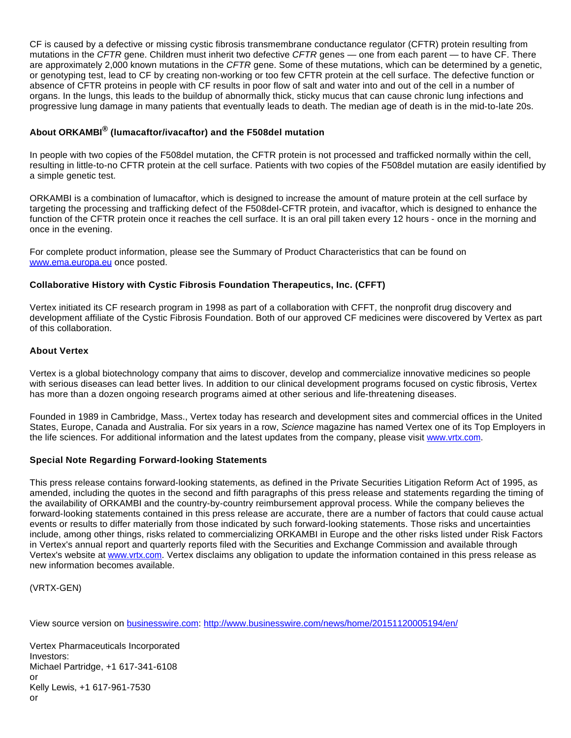CF is caused by a defective or missing cystic fibrosis transmembrane conductance regulator (CFTR) protein resulting from mutations in the *CFTR* gene. Children must inherit two defective *CFTR* genes — one from each parent — to have CF. There are approximately 2,000 known mutations in the *CFTR* gene. Some of these mutations, which can be determined by a genetic, or genotyping test, lead to CF by creating non-working or too few CFTR protein at the cell surface. The defective function or absence of CFTR proteins in people with CF results in poor flow of salt and water into and out of the cell in a number of organs. In the lungs, this leads to the buildup of abnormally thick, sticky mucus that can cause chronic lung infections and progressive lung damage in many patients that eventually leads to death. The median age of death is in the mid-to-late 20s.

**About ORKAMBI® (lumacaftor/ivacaftor) and the F508del mutation**

In people with two copies of the F508del mutation, the CFTR protein is not processed and trafficked normally within the cell, resulting in little-to-no CFTR protein at the cell surface. Patients with two copies of the F508del mutation are easily identified by a simple genetic test.

ORKAMBI is a combination of lumacaftor, which is designed to increase the amount of mature protein at the cell surface by targeting the processing and trafficking defect of the F508del-CFTR protein, and ivacaftor, which is designed to enhance the function of the CFTR protein once it reaches the cell surface. It is an oral pill taken every 12 hours - once in the morning and once in the evening.

For complete product information, please see the Summary of Product Characteristics that can be found on www.ema.europa.eu once posted.

**Collaborative History with Cystic Fibrosis Foundation Therapeutics, Inc. (CFFT)**

Vertex initiated its CF research program in 1998 as part of a collaboration with CFFT, the nonprofit drug discovery and development affiliate of the Cystic Fibrosis Foundation. Both of our approved CF medicines were discovered by Vertex as part of this collaboration.

**About Vertex**

Vertex is a global biotechnology company that aims to discover, develop and commercialize innovative medicines so people with serious diseases can lead better lives. In addition to our clinical development programs focused on cystic fibrosis, Vertex has more than a dozen ongoing research programs aimed at other serious and life-threatening diseases.

Founded in 1989 in Cambridge, Mass., Vertex today has research and development sites and commercial offices in the United States, Europe, Canada and Australia. For six years in a row, *Science* magazine has named Vertex one of its Top Employers in the life sciences. For additional information and the latest updates from the company, please visit www.vrtx.com.

**Special Note Regarding Forward-looking Statements**

This press release contains forward-looking statements, as defined in the Private Securities Litigation Reform Act of 1995, as amended, including the quotes in the second and fifth paragraphs of this press release and statements regarding the timing of the availability of ORKAMBI and the country-by-country reimbursement approval process. While the company believes the forward-looking statements contained in this press release are accurate, there are a number of factors that could cause actual events or results to differ materially from those indicated by such forward-looking statements. Those risks and uncertainties include, among other things, risks related to commercializing ORKAMBI in Europe and the other risks listed under Risk Factors in Vertex's annual report and quarterly reports filed with the Securities and Exchange Commission and available through Vertex's website at www.vrtx.com. Vertex disclaims any obligation to update the information contained in this press release as new information becomes available.

(VRTX-GEN)

View source version on businesswire.com: http://www.businesswire.com/news/home/20151120005194/en/

Vertex Pharmaceuticals Incorporated
Investors:
Michael Partridge, +1 617-341-6108
or
Kelly Lewis, +1 617-961-7530
or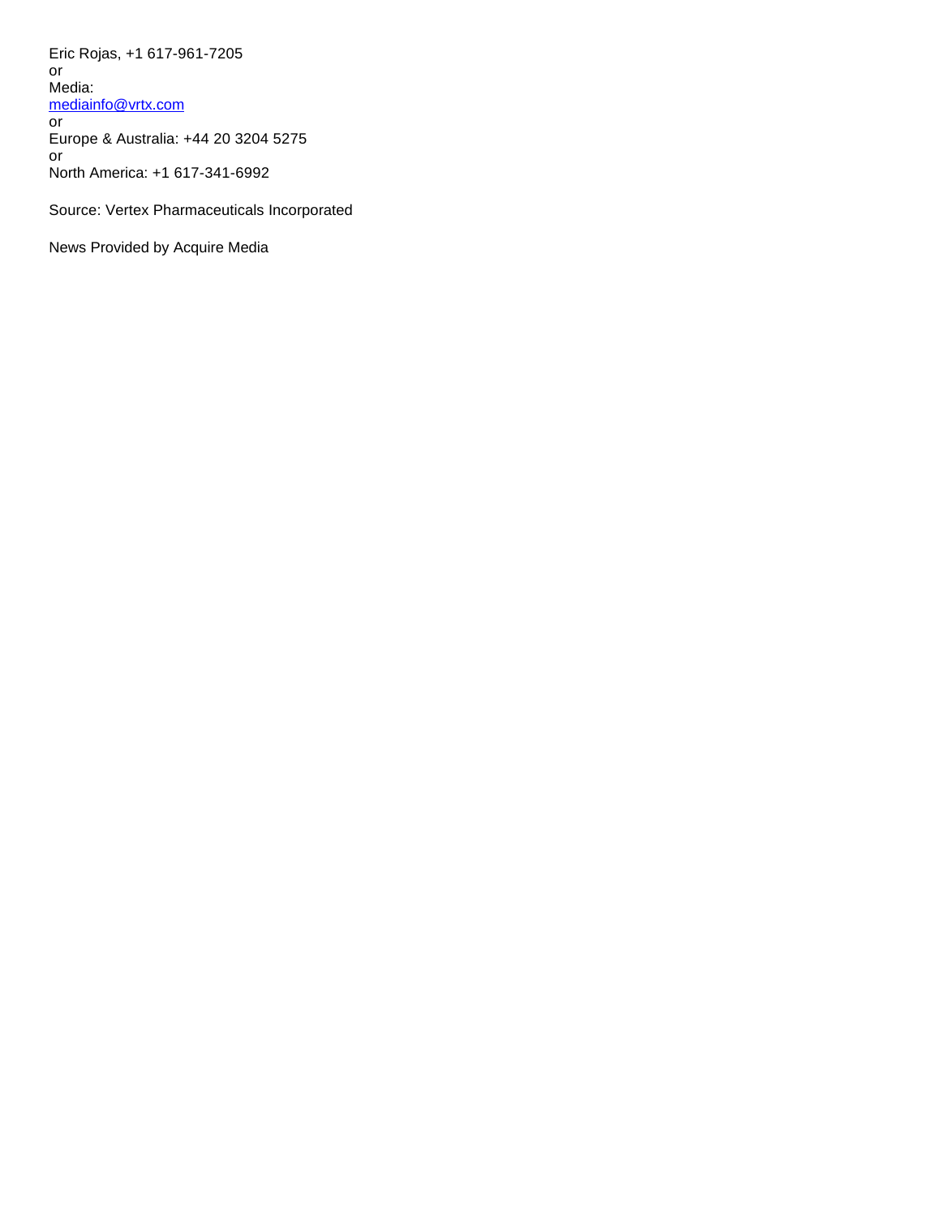Eric Rojas, +1 617-961-7205
or
Media:
mediainfo@vrtx.com
or
Europe & Australia: +44 20 3204 5275
or
North America: +1 617-341-6992

Source: Vertex Pharmaceuticals Incorporated

News Provided by Acquire Media